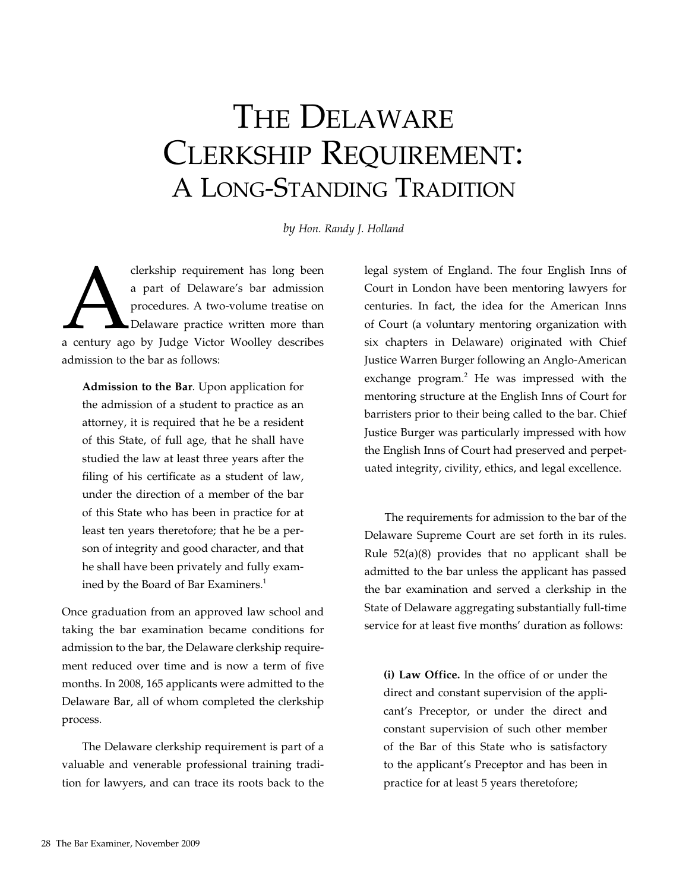# The Delaware Clerkship Requirement: A Long-Standing Tradition

*by Hon. Randy J. Holland*

A clerkship requirement has long been a part of Delaware's bar admission procedures. A two-volume treatise on Delaware practice written more than a century ago by Judge Victor Woolley describes admission to the bar as follows:

> **Admission to the Bar**. Upon application for the admission of a student to practice as an attorney, it is required that he be a resident of this State, of full age, that he shall have studied the law at least three years after the filing of his certificate as a student of law, under the direction of a member of the bar of this State who has been in practice for at least ten years theretofore; that he be a person of integrity and good character, and that he shall have been privately and fully examined by the Board of Bar Examiners.[1]

Once graduation from an approved law school and taking the bar examination became conditions for admission to the bar, the Delaware clerkship requirement reduced over time and is now a term of five months. In 2008, 165 applicants were admitted to the Delaware Bar, all of whom completed the clerkship process.

The Delaware clerkship requirement is part of a valuable and venerable professional training tradition for lawyers, and can trace its roots back to the legal system of England. The four English Inns of Court in London have been mentoring lawyers for centuries. In fact, the idea for the American Inns of Court (a voluntary mentoring organization with six chapters in Delaware) originated with Chief Justice Warren Burger following an Anglo-American exchange program.[2] He was impressed with the mentoring structure at the English Inns of Court for barristers prior to their being called to the bar. Chief Justice Burger was particularly impressed with how the English Inns of Court had preserved and perpetuated integrity, civility, ethics, and legal excellence.

The requirements for admission to the bar of the Delaware Supreme Court are set forth in its rules. Rule 52(a)(8) provides that no applicant shall be admitted to the bar unless the applicant has passed the bar examination and served a clerkship in the State of Delaware aggregating substantially full-time service for at least five months' duration as follows:

> **(i) Law Office.** In the office of or under the direct and constant supervision of the applicant's Preceptor, or under the direct and constant supervision of such other member of the Bar of this State who is satisfactory to the applicant's Preceptor and has been in practice for at least 5 years theretofore;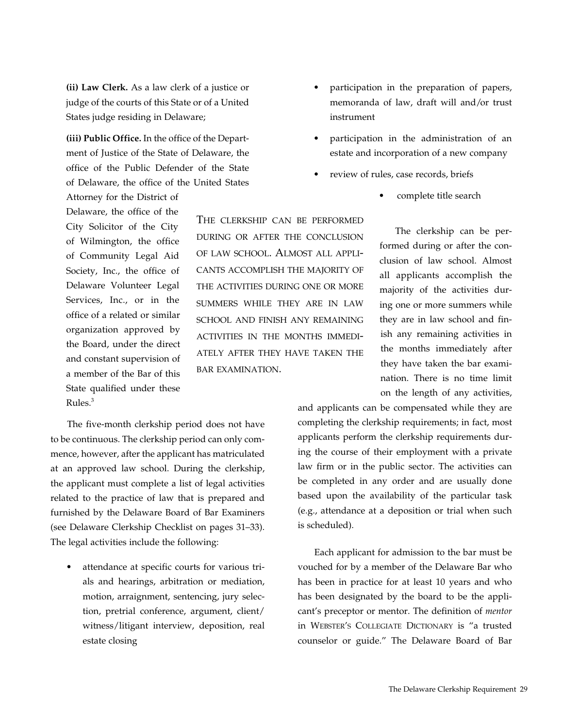**(ii) Law Clerk.** As a law clerk of a justice or judge of the courts of this State or of a United States judge residing in Delaware;

**(iii) Public Office.** In the office of the Department of Justice of the State of Delaware, the office of the Public Defender of the State of Delaware, the office of the United States Attorney for the District of Delaware, the office of the City Solicitor of the City of Wilmington, the office of Community Legal Aid Society, Inc., the office of Delaware Volunteer Legal Services, Inc., or in the office of a related or similar organization approved by the Board, under the direct and constant supervision of a member of the Bar of this State qualified under these Rules.[3]

> THE CLERKSHIP CAN BE PERFORMED DURING OR AFTER THE CONCLUSION OF LAW SCHOOL. ALMOST ALL APPLICANTS ACCOMPLISH THE MAJORITY OF THE ACTIVITIES DURING ONE OR MORE SUMMERS WHILE THEY ARE IN LAW SCHOOL AND FINISH ANY REMAINING ACTIVITIES IN THE MONTHS IMMEDIATELY AFTER THEY HAVE TAKEN THE BAR EXAMINATION.

The five-month clerkship period does not have to be continuous. The clerkship period can only commence, however, after the applicant has matriculated at an approved law school. During the clerkship, the applicant must complete a list of legal activities related to the practice of law that is prepared and furnished by the Delaware Board of Bar Examiners (see Delaware Clerkship Checklist on pages 31–33). The legal activities include the following:

- attendance at specific courts for various trials and hearings, arbitration or mediation, motion, arraignment, sentencing, jury selection, pretrial conference, argument, client/witness/litigant interview, deposition, real estate closing
- participation in the preparation of papers, memoranda of law, draft will and/or trust instrument
- participation in the administration of an estate and incorporation of a new company
- review of rules, case records, briefs
- complete title search

The clerkship can be performed during or after the conclusion of law school. Almost all applicants accomplish the majority of the activities during one or more summers while they are in law school and finish any remaining activities in the months immediately after they have taken the bar examination. There is no time limit on the length of any activities, and applicants can be compensated while they are completing the clerkship requirements; in fact, most applicants perform the clerkship requirements during the course of their employment with a private law firm or in the public sector. The activities can be completed in any order and are usually done based upon the availability of the particular task (e.g., attendance at a deposition or trial when such is scheduled).

Each applicant for admission to the bar must be vouched for by a member of the Delaware Bar who has been in practice for at least 10 years and who has been designated by the board to be the applicant's preceptor or mentor. The definition of *mentor* in WEBSTER'S COLLEGIATE DICTIONARY is "a trusted counselor or guide." The Delaware Board of Bar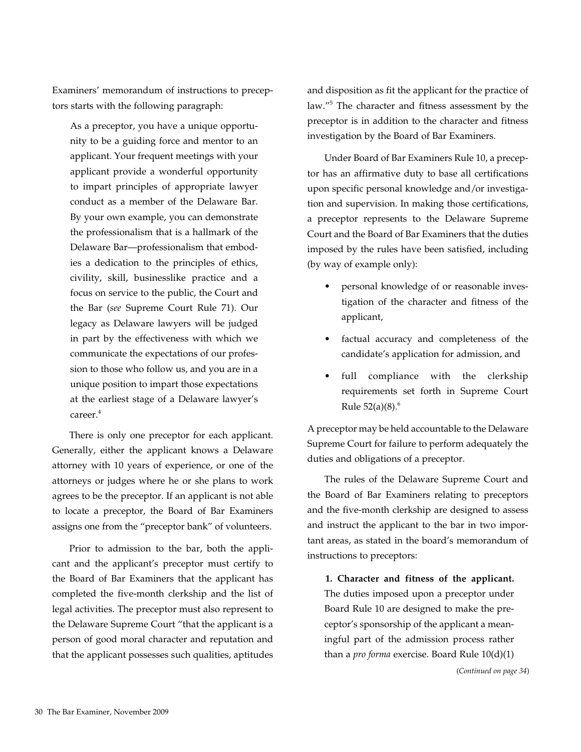Examiners' memorandum of instructions to preceptors starts with the following paragraph:

> As a preceptor, you have a unique opportunity to be a guiding force and mentor to an applicant. Your frequent meetings with your applicant provide a wonderful opportunity to impart principles of appropriate lawyer conduct as a member of the Delaware Bar. By your own example, you can demonstrate the professionalism that is a hallmark of the Delaware Bar—professionalism that embodies a dedication to the principles of ethics, civility, skill, businesslike practice and a focus on service to the public, the Court and the Bar (*see* Supreme Court Rule 71). Our legacy as Delaware lawyers will be judged in part by the effectiveness with which we communicate the expectations of our profession to those who follow us, and you are in a unique position to impart those expectations at the earliest stage of a Delaware lawyer's career.[4]

There is only one preceptor for each applicant. Generally, either the applicant knows a Delaware attorney with 10 years of experience, or one of the attorneys or judges where he or she plans to work agrees to be the preceptor. If an applicant is not able to locate a preceptor, the Board of Bar Examiners assigns one from the "preceptor bank" of volunteers.

Prior to admission to the bar, both the applicant and the applicant's preceptor must certify to the Board of Bar Examiners that the applicant has completed the five-month clerkship and the list of legal activities. The preceptor must also represent to the Delaware Supreme Court "that the applicant is a person of good moral character and reputation and that the applicant possesses such qualities, aptitudes and disposition as fit the applicant for the practice of law."[5] The character and fitness assessment by the preceptor is in addition to the character and fitness investigation by the Board of Bar Examiners.

Under Board of Bar Examiners Rule 10, a preceptor has an affirmative duty to base all certifications upon specific personal knowledge and/or investigation and supervision. In making those certifications, a preceptor represents to the Delaware Supreme Court and the Board of Bar Examiners that the duties imposed by the rules have been satisfied, including (by way of example only):

- personal knowledge of or reasonable investigation of the character and fitness of the applicant,
- factual accuracy and completeness of the candidate's application for admission, and
- full compliance with the clerkship requirements set forth in Supreme Court Rule 52(a)(8).[6]

A preceptor may be held accountable to the Delaware Supreme Court for failure to perform adequately the duties and obligations of a preceptor.

The rules of the Delaware Supreme Court and the Board of Bar Examiners relating to preceptors and the five-month clerkship are designed to assess and instruct the applicant to the bar in two important areas, as stated in the board's memorandum of instructions to preceptors:

> **1. Character and fitness of the applicant.** The duties imposed upon a preceptor under Board Rule 10 are designed to make the preceptor's sponsorship of the applicant a meaningful part of the admission process rather than a *pro forma* exercise. Board Rule 10(d)(1)

(*Continued on page 34*)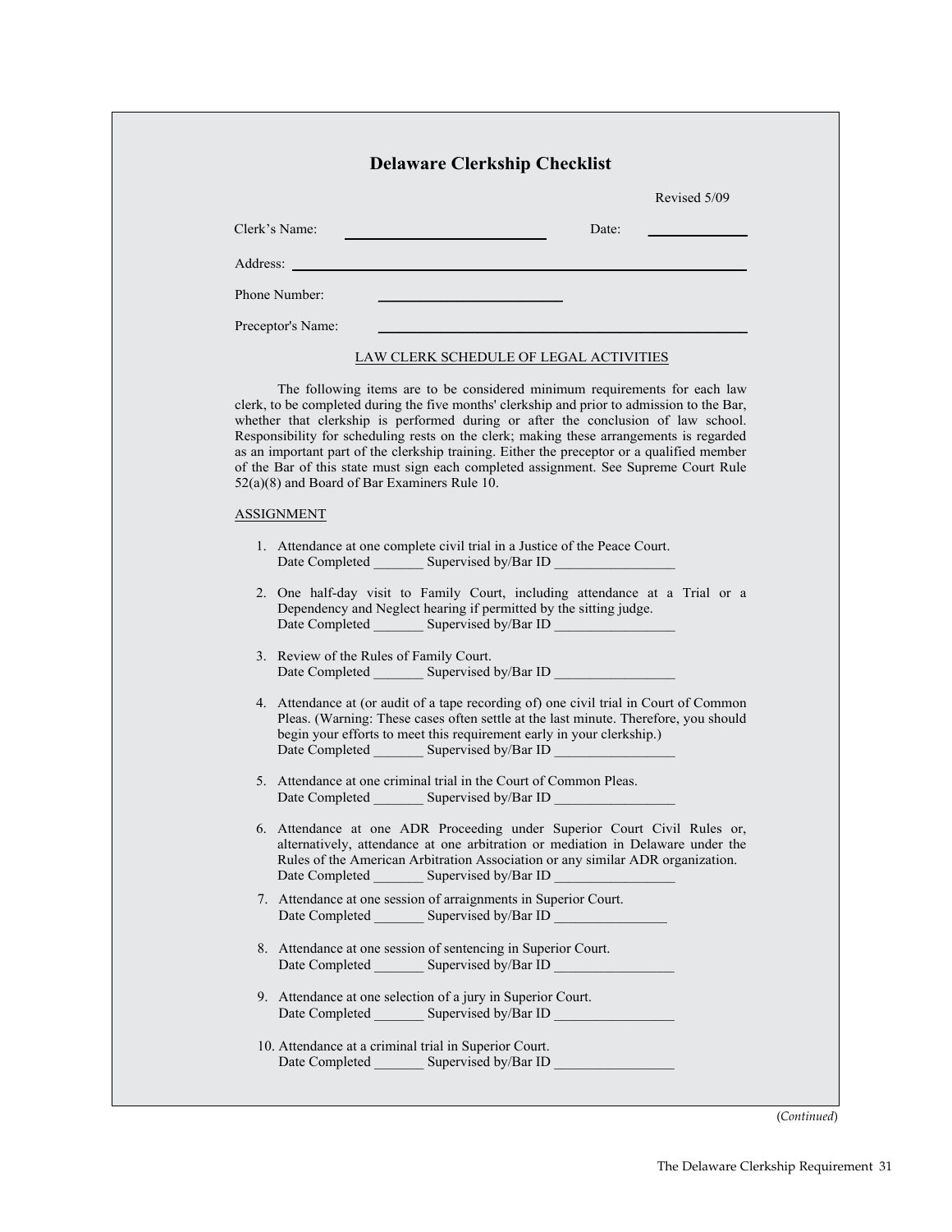# Delaware Clerkship Checklist

Revised 5/09

Clerk's Name: ______________________ Date: __________

Address: ____________________________________________

Phone Number: ______________________

Preceptor's Name: ____________________________________

LAW CLERK SCHEDULE OF LEGAL ACTIVITIES

The following items are to be considered minimum requirements for each law clerk, to be completed during the five months' clerkship and prior to admission to the Bar, whether that clerkship is performed during or after the conclusion of law school. Responsibility for scheduling rests on the clerk; making these arrangements is regarded as an important part of the clerkship training. Either the preceptor or a qualified member of the Bar of this state must sign each completed assignment. See Supreme Court Rule 52(a)(8) and Board of Bar Examiners Rule 10.

ASSIGNMENT

1. Attendance at one complete civil trial in a Justice of the Peace Court.
   Date Completed _______ Supervised by/Bar ID ________________

2. One half-day visit to Family Court, including attendance at a Trial or a Dependency and Neglect hearing if permitted by the sitting judge.
   Date Completed _______ Supervised by/Bar ID ________________

3. Review of the Rules of Family Court.
   Date Completed _______ Supervised by/Bar ID ________________

4. Attendance at (or audit of a tape recording of) one civil trial in Court of Common Pleas. (Warning: These cases often settle at the last minute. Therefore, you should begin your efforts to meet this requirement early in your clerkship.)
   Date Completed _______ Supervised by/Bar ID ________________

5. Attendance at one criminal trial in the Court of Common Pleas.
   Date Completed _______ Supervised by/Bar ID ________________

6. Attendance at one ADR Proceeding under Superior Court Civil Rules or, alternatively, attendance at one arbitration or mediation in Delaware under the Rules of the American Arbitration Association or any similar ADR organization.
   Date Completed _______ Supervised by/Bar ID ________________

7. Attendance at one session of arraignments in Superior Court.
   Date Completed _______ Supervised by/Bar ID ________________

8. Attendance at one session of sentencing in Superior Court.
   Date Completed _______ Supervised by/Bar ID ________________

9. Attendance at one selection of a jury in Superior Court.
   Date Completed _______ Supervised by/Bar ID ________________

10. Attendance at a criminal trial in Superior Court.
    Date Completed _______ Supervised by/Bar ID ________________

(*Continued*)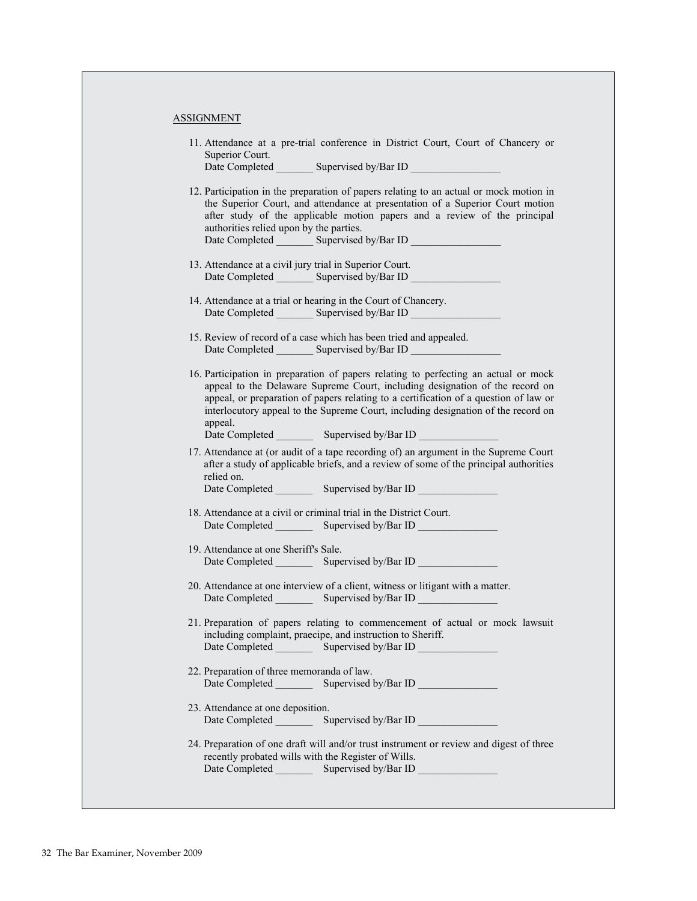ASSIGNMENT

11. Attendance at a pre-trial conference in District Court, Court of Chancery or Superior Court.
    Date Completed _______ Supervised by/Bar ID _________________

12. Participation in the preparation of papers relating to an actual or mock motion in the Superior Court, and attendance at presentation of a Superior Court motion after study of the applicable motion papers and a review of the principal authorities relied upon by the parties.
    Date Completed _______ Supervised by/Bar ID _________________

13. Attendance at a civil jury trial in Superior Court.
    Date Completed _______ Supervised by/Bar ID _________________

14. Attendance at a trial or hearing in the Court of Chancery.
    Date Completed _______ Supervised by/Bar ID _________________

15. Review of record of a case which has been tried and appealed.
    Date Completed _______ Supervised by/Bar ID _________________

16. Participation in preparation of papers relating to perfecting an actual or mock appeal to the Delaware Supreme Court, including designation of the record on appeal, or preparation of papers relating to a certification of a question of law or interlocutory appeal to the Supreme Court, including designation of the record on appeal.
    Date Completed _______ Supervised by/Bar ID _______________

17. Attendance at (or audit of a tape recording of) an argument in the Supreme Court after a study of applicable briefs, and a review of some of the principal authorities relied on.
    Date Completed _______ Supervised by/Bar ID _______________

18. Attendance at a civil or criminal trial in the District Court.
    Date Completed _______ Supervised by/Bar ID _______________

19. Attendance at one Sheriff's Sale.
    Date Completed _______ Supervised by/Bar ID _______________

20. Attendance at one interview of a client, witness or litigant with a matter.
    Date Completed _______ Supervised by/Bar ID _______________

21. Preparation of papers relating to commencement of actual or mock lawsuit including complaint, praecipe, and instruction to Sheriff.
    Date Completed _______ Supervised by/Bar ID _______________

22. Preparation of three memoranda of law.
    Date Completed _______ Supervised by/Bar ID _______________

23. Attendance at one deposition.
    Date Completed _______ Supervised by/Bar ID _______________

24. Preparation of one draft will and/or trust instrument or review and digest of three recently probated wills with the Register of Wills.
    Date Completed _______ Supervised by/Bar ID _______________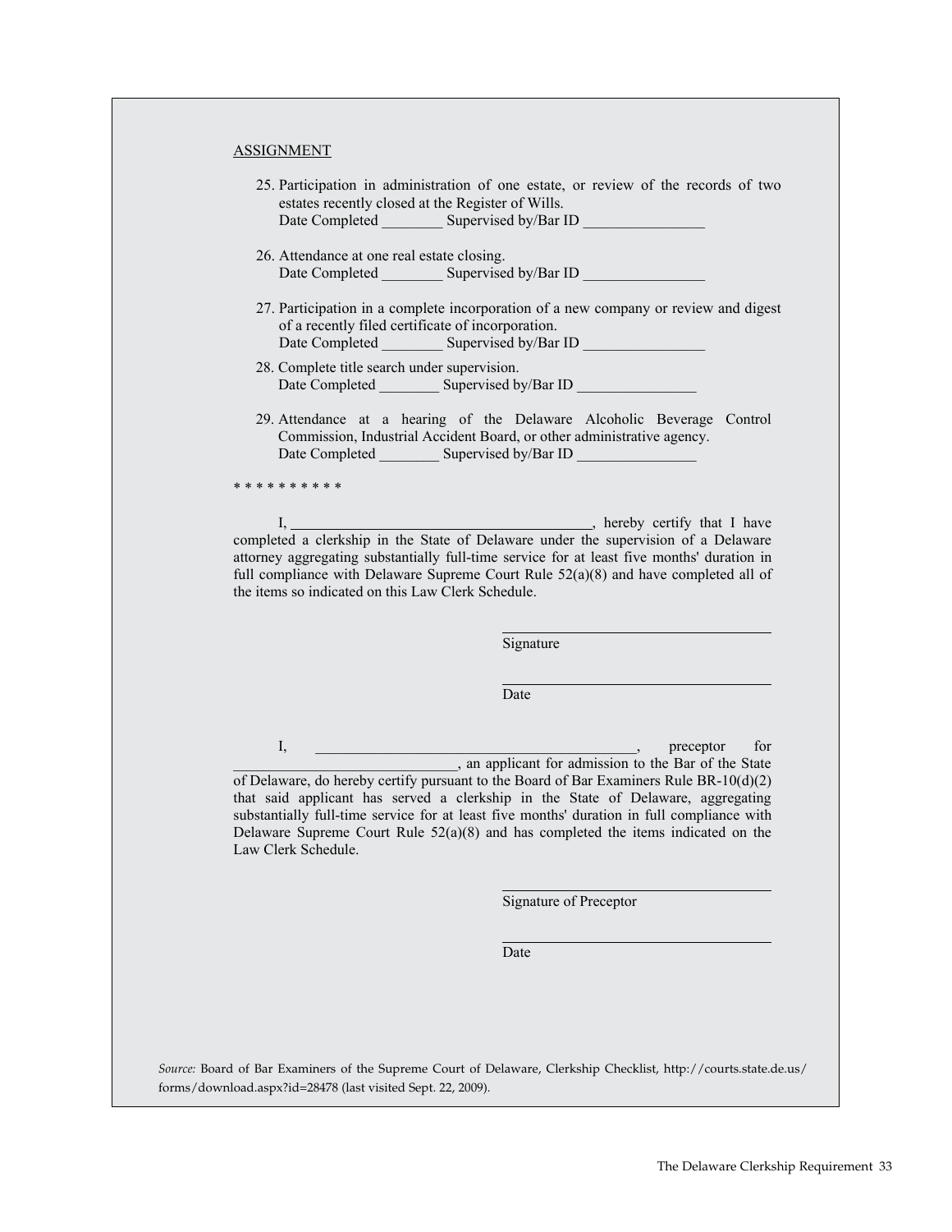ASSIGNMENT

25. Participation in administration of one estate, or review of the records of two estates recently closed at the Register of Wills.
    Date Completed ________ Supervised by/Bar ID ________________

26. Attendance at one real estate closing.
    Date Completed ________ Supervised by/Bar ID ________________

27. Participation in a complete incorporation of a new company or review and digest of a recently filed certificate of incorporation.
    Date Completed ________ Supervised by/Bar ID ________________

28. Complete title search under supervision.
    Date Completed ________ Supervised by/Bar ID ________________

29. Attendance at a hearing of the Delaware Alcoholic Beverage Control Commission, Industrial Accident Board, or other administrative agency.
    Date Completed ________ Supervised by/Bar ID ________________

* * * * * * * * * *

I, ________________________________________, hereby certify that I have completed a clerkship in the State of Delaware under the supervision of a Delaware attorney aggregating substantially full-time service for at least five months' duration in full compliance with Delaware Supreme Court Rule 52(a)(8) and have completed all of the items so indicated on this Law Clerk Schedule.

____________________________________
Signature

____________________________________
Date

I, _____________________________________________, preceptor for ______________________________, an applicant for admission to the Bar of the State of Delaware, do hereby certify pursuant to the Board of Bar Examiners Rule BR-10(d)(2) that said applicant has served a clerkship in the State of Delaware, aggregating substantially full-time service for at least five months' duration in full compliance with Delaware Supreme Court Rule 52(a)(8) and has completed the items indicated on the Law Clerk Schedule.

____________________________________
Signature of Preceptor

____________________________________
Date

*Source:* Board of Bar Examiners of the Supreme Court of Delaware, Clerkship Checklist, http://courts.state.de.us/forms/download.aspx?id=28478 (last visited Sept. 22, 2009).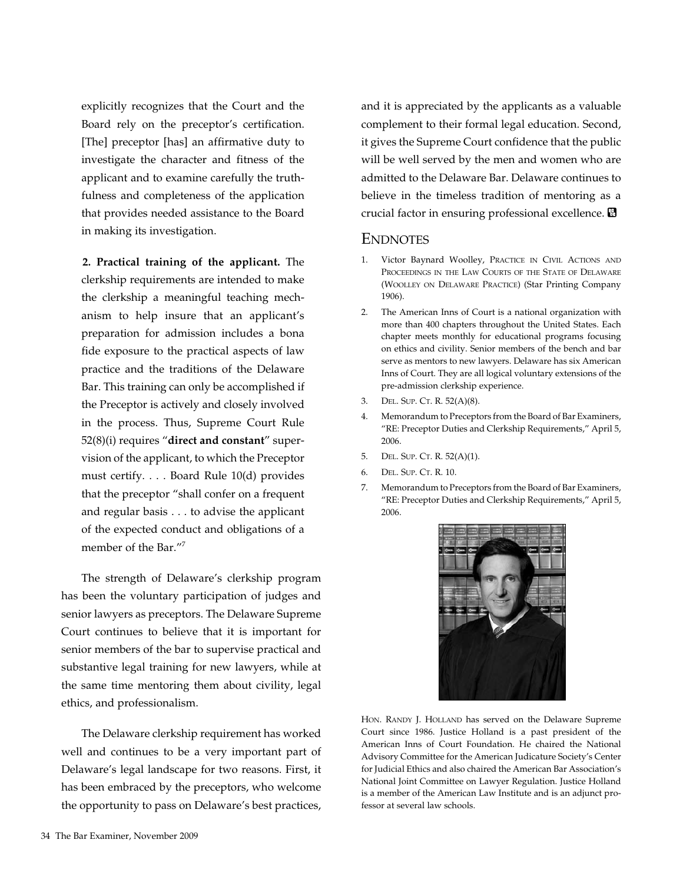explicitly recognizes that the Court and the Board rely on the preceptor's certification. [The] preceptor [has] an affirmative duty to investigate the character and fitness of the applicant and to examine carefully the truthfulness and completeness of the application that provides needed assistance to the Board in making its investigation.

**2. Practical training of the applicant.** The clerkship requirements are intended to make the clerkship a meaningful teaching mechanism to help insure that an applicant's preparation for admission includes a bona fide exposure to the practical aspects of law practice and the traditions of the Delaware Bar. This training can only be accomplished if the Preceptor is actively and closely involved in the process. Thus, Supreme Court Rule 52(8)(i) requires "**direct and constant**" supervision of the applicant, to which the Preceptor must certify. . . . Board Rule 10(d) provides that the preceptor "shall confer on a frequent and regular basis . . . to advise the applicant of the expected conduct and obligations of a member of the Bar."[7]

The strength of Delaware's clerkship program has been the voluntary participation of judges and senior lawyers as preceptors. The Delaware Supreme Court continues to believe that it is important for senior members of the bar to supervise practical and substantive legal training for new lawyers, while at the same time mentoring them about civility, legal ethics, and professionalism.

The Delaware clerkship requirement has worked well and continues to be a very important part of Delaware's legal landscape for two reasons. First, it has been embraced by the preceptors, who welcome the opportunity to pass on Delaware's best practices, and it is appreciated by the applicants as a valuable complement to their formal legal education. Second, it gives the Supreme Court confidence that the public will be well served by the men and women who are admitted to the Delaware Bar. Delaware continues to believe in the timeless tradition of mentoring as a crucial factor in ensuring professional excellence.

## Endnotes

1. Victor Baynard Woolley, Practice in Civil Actions and Proceedings in the Law Courts of the State of Delaware (Woolley on Delaware Practice) (Star Printing Company 1906).
2. The American Inns of Court is a national organization with more than 400 chapters throughout the United States. Each chapter meets monthly for educational programs focusing on ethics and civility. Senior members of the bench and bar serve as mentors to new lawyers. Delaware has six American Inns of Court. They are all logical voluntary extensions of the pre-admission clerkship experience.
3. Del. Sup. Ct. R. 52(A)(8).
4. Memorandum to Preceptors from the Board of Bar Examiners, "RE: Preceptor Duties and Clerkship Requirements," April 5, 2006.
5. Del. Sup. Ct. R. 52(A)(1).
6. Del. Sup. Ct. R. 10.
7. Memorandum to Preceptors from the Board of Bar Examiners, "RE: Preceptor Duties and Clerkship Requirements," April 5, 2006.

Hon. Randy J. Holland has served on the Delaware Supreme Court since 1986. Justice Holland is a past president of the American Inns of Court Foundation. He chaired the National Advisory Committee for the American Judicature Society's Center for Judicial Ethics and also chaired the American Bar Association's National Joint Committee on Lawyer Regulation. Justice Holland is a member of the American Law Institute and is an adjunct professor at several law schools.